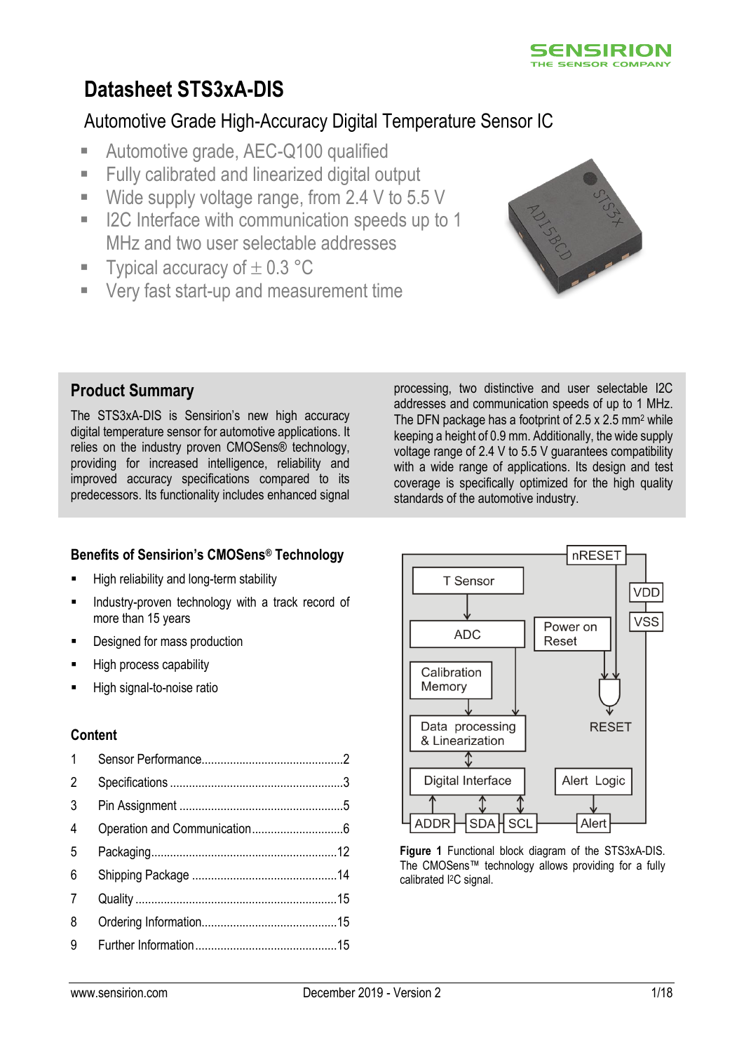# Datasheet STS3xA-DIS

## Automotive Grade High-Accuracy Digital Temperature Sensor IC

- Automotive grade, AEC-Q100 qualified
- Fully calibrated and linearized digital output
- Wide supply voltage range, from 2.4 V to 5.5 V
- I2C Interface with communication speeds up to 1 MHz and two user selectable addresses
- Typical accuracy of ± 0.3 °C
- Very fast start-up and measurement time

## Product Summary

The STS3xA-DIS is Sensirion's new high accuracy digital temperature sensor for automotive applications. It relies on the industry proven CMOSens® technology, providing for increased intelligence, reliability and improved accuracy specifications compared to its predecessors. Its functionality includes enhanced signal processing, two distinctive and user selectable I2C addresses and communication speeds of up to 1 MHz. The DFN package has a footprint of 2.5 x 2.5 mm² while keeping a height of 0.9 mm. Additionally, the wide supply voltage range of 2.4 V to 5.5 V guarantees compatibility with a wide range of applications. Its design and test coverage is specifically optimized for the high quality standards of the automotive industry.

### Benefits of Sensirion's CMOSens® Technology

- High reliability and long-term stability
- Industry-proven technology with a track record of more than 15 years
- Designed for mass production
- High process capability
- High signal-to-noise ratio

### Content

| | | |
|---|---|---|
| 1 | Sensor Performance | 2 |
| 2 | Specifications | 3 |
| 3 | Pin Assignment | 5 |
| 4 | Operation and Communication | 6 |
| 5 | Packaging | 12 |
| 6 | Shipping Package | 14 |
| 7 | Quality | 15 |
| 8 | Ordering Information | 15 |
| 9 | Further Information | 15 |

**Figure 1** Functional block diagram of the STS3xA-DIS. The CMOSens™ technology allows providing for a fully calibrated I²C signal.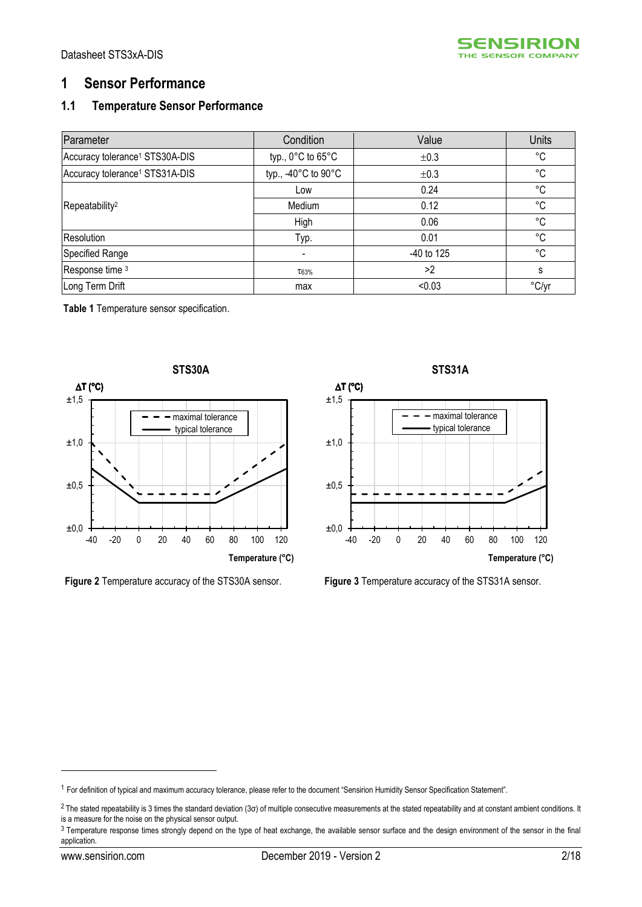# 1 Sensor Performance

## 1.1 Temperature Sensor Performance

| Parameter | Condition | Value | Units |
|---|---|---|---|
| Accuracy tolerance[1] STS30A-DIS | typ., 0°C to 65°C | ±0.3 | °C |
| Accuracy tolerance[1] STS31A-DIS | typ., -40°C to 90°C | ±0.3 | °C |
| Repeatability[2] | Low | 0.24 | °C |
| | Medium | 0.12 | °C |
| | High | 0.06 | °C |
| Resolution | Typ. | 0.01 | °C |
| Specified Range | - | -40 to 125 | °C |
| Response time [3] | $\tau_{63\%}$ | >2 | s |
| Long Term Drift | max | <0.03 | °C/yr |

**Table 1** Temperature sensor specification.

**Figure 2** Temperature accuracy of the STS30A sensor.

**Figure 3** Temperature accuracy of the STS31A sensor.

[1] For definition of typical and maximum accuracy tolerance, please refer to the document "Sensirion Humidity Sensor Specification Statement".

[2] The stated repeatability is 3 times the standard deviation (3σ) of multiple consecutive measurements at the stated repeatability and at constant ambient conditions. It is a measure for the noise on the physical sensor output.

[3] Temperature response times strongly depend on the type of heat exchange, the available sensor surface and the design environment of the sensor in the final application.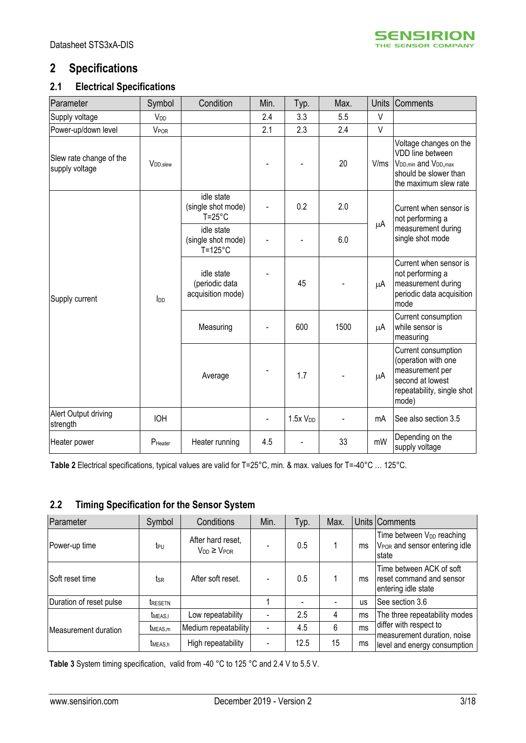# 2 Specifications

## 2.1 Electrical Specifications

| Parameter | Symbol | Condition | Min. | Typ. | Max. | Units | Comments |
|---|---|---|---|---|---|---|---|
| Supply voltage | $V_{DD}$ | | 2.4 | 3.3 | 5.5 | V | |
| Power-up/down level | $V_{POR}$ | | 2.1 | 2.3 | 2.4 | V | |
| Slew rate change of the supply voltage | $V_{DD,slew}$ | | - | - | 20 | V/ms | Voltage changes on the VDD line between $V_{DD,min}$ and $V_{DD,max}$ should be slower than the maximum slew rate |
| Supply current | $I_{DD}$ | idle state (single shot mode) T=25°C | - | 0.2 | 2.0 | µA | Current when sensor is not performing a measurement during single shot mode |
| | | idle state (single shot mode) T=125°C | - | - | 6.0 | µA | |
| | | idle state (periodic data acquisition mode) | - | 45 | - | µA | Current when sensor is not performing a measurement during periodic data acquisition mode |
| | | Measuring | - | 600 | 1500 | µA | Current consumption while sensor is measuring |
| | | Average | - | 1.7 | - | µA | Current consumption (operation with one measurement per second at lowest repeatability, single shot mode) |
| Alert Output driving strength | IOH | | - | 1.5x $V_{DD}$ | - | mA | See also section 3.5 |
| Heater power | $P_{Heater}$ | Heater running | 4.5 | - | 33 | mW | Depending on the supply voltage |

**Table 2** Electrical specifications, typical values are valid for T=25°C, min. & max. values for T=-40°C … 125°C.

## 2.2 Timing Specification for the Sensor System

| Parameter | Symbol | Conditions | Min. | Typ. | Max. | Units | Comments |
|---|---|---|---|---|---|---|---|
| Power-up time | $t_{PU}$ | After hard reset, $V_{DD} \geq V_{POR}$ | - | 0.5 | 1 | ms | Time between $V_{DD}$ reaching $V_{POR}$ and sensor entering idle state |
| Soft reset time | $t_{SR}$ | After soft reset. | - | 0.5 | 1 | ms | Time between ACK of soft reset command and sensor entering idle state |
| Duration of reset pulse | $t_{RESETN}$ | | 1 | - | - | us | See section 3.6 |
| Measurement duration | $t_{MEAS,l}$ | Low repeatability | - | 2.5 | 4 | ms | The three repeatability modes differ with respect to measurement duration, noise level and energy consumption |
| | $t_{MEAS,m}$ | Medium repeatability | - | 4.5 | 6 | ms | |
| | $t_{MEAS,h}$ | High repeatability | - | 12.5 | 15 | ms | |

**Table 3** System timing specification, valid from -40 °C to 125 °C and 2.4 V to 5.5 V.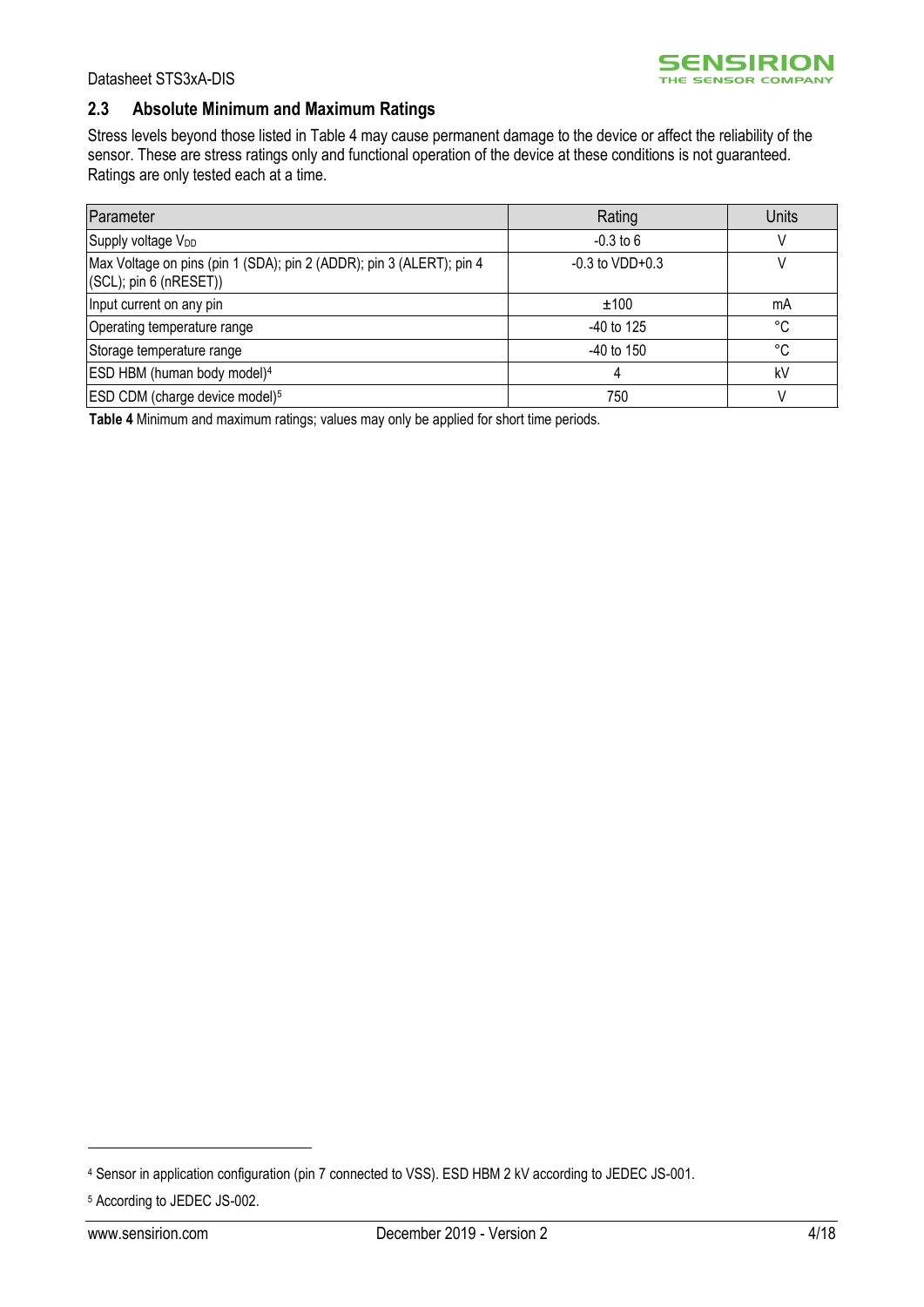## 2.3 Absolute Minimum and Maximum Ratings

Stress levels beyond those listed in Table 4 may cause permanent damage to the device or affect the reliability of the sensor. These are stress ratings only and functional operation of the device at these conditions is not guaranteed. Ratings are only tested each at a time.

| Parameter | Rating | Units |
|---|---|---|
| Supply voltage $V_{DD}$ | -0.3 to 6 | V |
| Max Voltage on pins (pin 1 (SDA); pin 2 (ADDR); pin 3 (ALERT); pin 4 (SCL); pin 6 (nRESET)) | -0.3 to VDD+0.3 | V |
| Input current on any pin | ±100 | mA |
| Operating temperature range | -40 to 125 | °C |
| Storage temperature range | -40 to 150 | °C |
| ESD HBM (human body model)[4] | 4 | kV |
| ESD CDM (charge device model)[5] | 750 | V |

**Table 4** Minimum and maximum ratings; values may only be applied for short time periods.

[4] Sensor in application configuration (pin 7 connected to VSS). ESD HBM 2 kV according to JEDEC JS-001.

[5] According to JEDEC JS-002.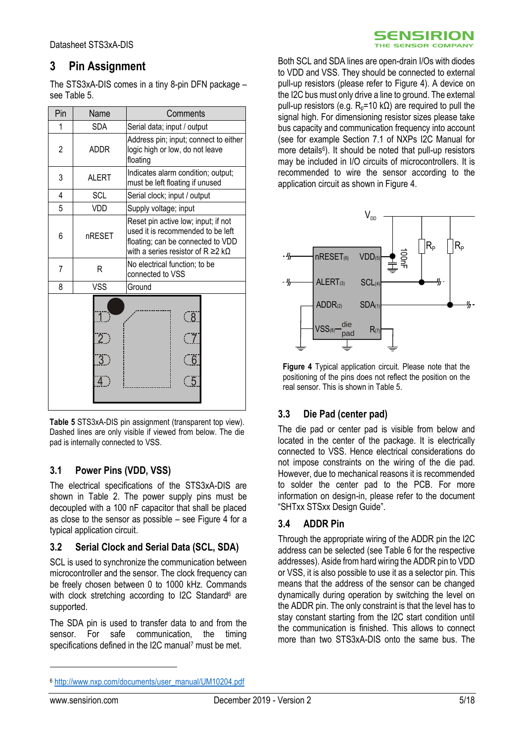## 3 Pin Assignment

The STS3xA-DIS comes in a tiny 8-pin DFN package – see Table 5.

| Pin | Name | Comments |
|---|---|---|
| 1 | SDA | Serial data; input / output |
| 2 | ADDR | Address pin; input; connect to either logic high or low, do not leave floating |
| 3 | ALERT | Indicates alarm condition; output; must be left floating if unused |
| 4 | SCL | Serial clock; input / output |
| 5 | VDD | Supply voltage; input |
| 6 | nRESET | Reset pin active low; input; if not used it is recommended to be left floating; can be connected to VDD with a series resistor of R ≥2 kΩ |
| 7 | R | No electrical function; to be connected to VSS |
| 8 | VSS | Ground |

**Table 5** STS3xA-DIS pin assignment (transparent top view). Dashed lines are only visible if viewed from below. The die pad is internally connected to VSS.

### 3.1 Power Pins (VDD, VSS)

The electrical specifications of the STS3xA-DIS are shown in Table 2. The power supply pins must be decoupled with a 100 nF capacitor that shall be placed as close to the sensor as possible – see Figure 4 for a typical application circuit.

### 3.2 Serial Clock and Serial Data (SCL, SDA)

SCL is used to synchronize the communication between microcontroller and the sensor. The clock frequency can be freely chosen between 0 to 1000 kHz. Commands with clock stretching according to I2C Standard[6] are supported.

The SDA pin is used to transfer data to and from the sensor. For safe communication, the timing specifications defined in the I2C manual[7] must be met.

Both SCL and SDA lines are open-drain I/Os with diodes to VDD and VSS. They should be connected to external pull-up resistors (please refer to Figure 4). A device on the I2C bus must only drive a line to ground. The external pull-up resistors (e.g. $R_p$=10 kΩ) are required to pull the signal high. For dimensioning resistor sizes please take bus capacity and communication frequency into account (see for example Section 7.1 of NXPs I2C Manual for more details[6]). It should be noted that pull-up resistors may be included in I/O circuits of microcontrollers. It is recommended to wire the sensor according to the application circuit as shown in Figure 4.

**Figure 4** Typical application circuit. Please note that the positioning of the pins does not reflect the position on the real sensor. This is shown in Table 5.

### 3.3 Die Pad (center pad)

The die pad or center pad is visible from below and located in the center of the package. It is electrically connected to VSS. Hence electrical considerations do not impose constraints on the wiring of the die pad. However, due to mechanical reasons it is recommended to solder the center pad to the PCB. For more information on design-in, please refer to the document "SHTxx STSxx Design Guide".

### 3.4 ADDR Pin

Through the appropriate wiring of the ADDR pin the I2C address can be selected (see Table 6 for the respective addresses). Aside from hard wiring the ADDR pin to VDD or VSS, it is also possible to use it as a selector pin. This means that the address of the sensor can be changed dynamically during operation by switching the level on the ADDR pin. The only constraint is that the level has to stay constant starting from the I2C start condition until the communication is finished. This allows to connect more than two STS3xA-DIS onto the same bus. The

[6] http://www.nxp.com/documents/user_manual/UM10204.pdf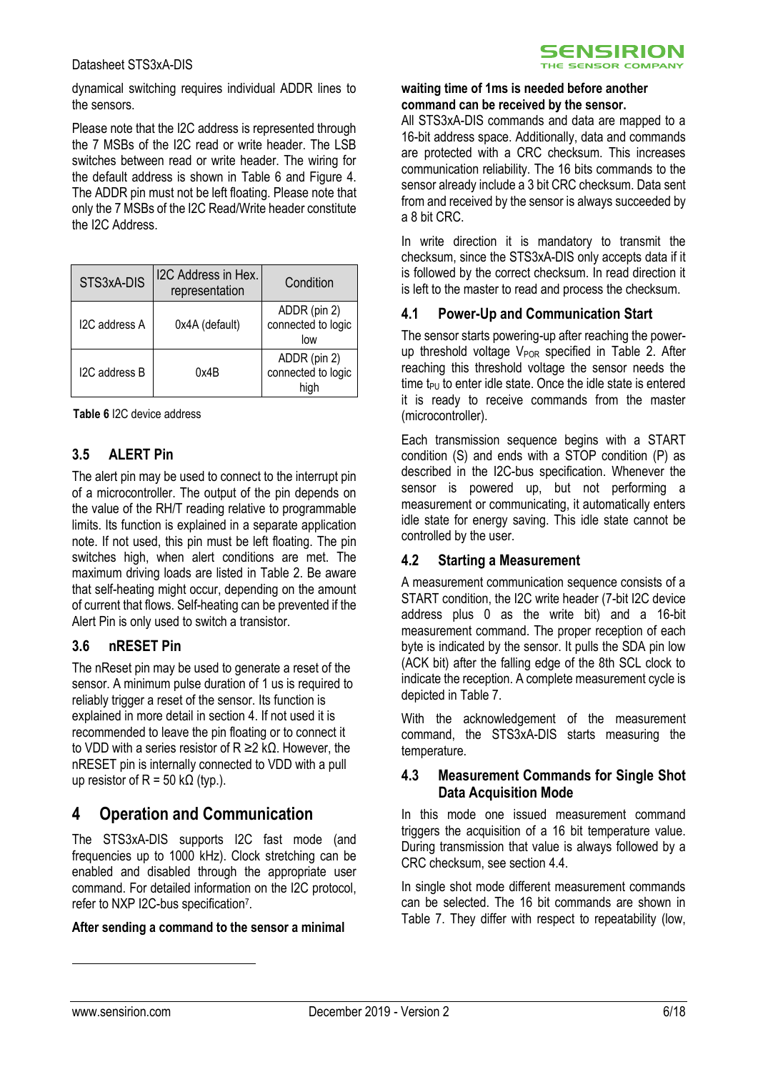dynamical switching requires individual ADDR lines to the sensors.

Please note that the I2C address is represented through the 7 MSBs of the I2C read or write header. The LSB switches between read or write header. The wiring for the default address is shown in Table 6 and Figure 4. The ADDR pin must not be left floating. Please note that only the 7 MSBs of the I2C Read/Write header constitute the I2C Address.

| STS3xA-DIS | I2C Address in Hex. representation | Condition |
|---|---|---|
| I2C address A | 0x4A (default) | ADDR (pin 2) connected to logic low |
| I2C address B | 0x4B | ADDR (pin 2) connected to logic high |

**Table 6** I2C device address

## 3.5 ALERT Pin

The alert pin may be used to connect to the interrupt pin of a microcontroller. The output of the pin depends on the value of the RH/T reading relative to programmable limits. Its function is explained in a separate application note. If not used, this pin must be left floating. The pin switches high, when alert conditions are met. The maximum driving loads are listed in Table 2. Be aware that self-heating might occur, depending on the amount of current that flows. Self-heating can be prevented if the Alert Pin is only used to switch a transistor.

## 3.6 nRESET Pin

The nReset pin may be used to generate a reset of the sensor. A minimum pulse duration of 1 us is required to reliably trigger a reset of the sensor. Its function is explained in more detail in section 4. If not used it is recommended to leave the pin floating or to connect it to VDD with a series resistor of R ≥2 kΩ. However, the nRESET pin is internally connected to VDD with a pull up resistor of R = 50 kΩ (typ.).

# 4 Operation and Communication

The STS3xA-DIS supports I2C fast mode (and frequencies up to 1000 kHz). Clock stretching can be enabled and disabled through the appropriate user command. For detailed information on the I2C protocol, refer to NXP I2C-bus specification[7].

**After sending a command to the sensor a minimal waiting time of 1ms is needed before another command can be received by the sensor.**

All STS3xA-DIS commands and data are mapped to a 16-bit address space. Additionally, data and commands are protected with a CRC checksum. This increases communication reliability. The 16 bits commands to the sensor already include a 3 bit CRC checksum. Data sent from and received by the sensor is always succeeded by a 8 bit CRC.

In write direction it is mandatory to transmit the checksum, since the STS3xA-DIS only accepts data if it is followed by the correct checksum. In read direction it is left to the master to read and process the checksum.

## 4.1 Power-Up and Communication Start

The sensor starts powering-up after reaching the power-up threshold voltage $V_{POR}$ specified in Table 2. After reaching this threshold voltage the sensor needs the time $t_{PU}$ to enter idle state. Once the idle state is entered it is ready to receive commands from the master (microcontroller).

Each transmission sequence begins with a START condition (S) and ends with a STOP condition (P) as described in the I2C-bus specification. Whenever the sensor is powered up, but not performing a measurement or communicating, it automatically enters idle state for energy saving. This idle state cannot be controlled by the user.

## 4.2 Starting a Measurement

A measurement communication sequence consists of a START condition, the I2C write header (7-bit I2C device address plus 0 as the write bit) and a 16-bit measurement command. The proper reception of each byte is indicated by the sensor. It pulls the SDA pin low (ACK bit) after the falling edge of the 8th SCL clock to indicate the reception. A complete measurement cycle is depicted in Table 7.

With the acknowledgement of the measurement command, the STS3xA-DIS starts measuring the temperature.

## 4.3 Measurement Commands for Single Shot Data Acquisition Mode

In this mode one issued measurement command triggers the acquisition of a 16 bit temperature value. During transmission that value is always followed by a CRC checksum, see section 4.4.

In single shot mode different measurement commands can be selected. The 16 bit commands are shown in Table 7. They differ with respect to repeatability (low,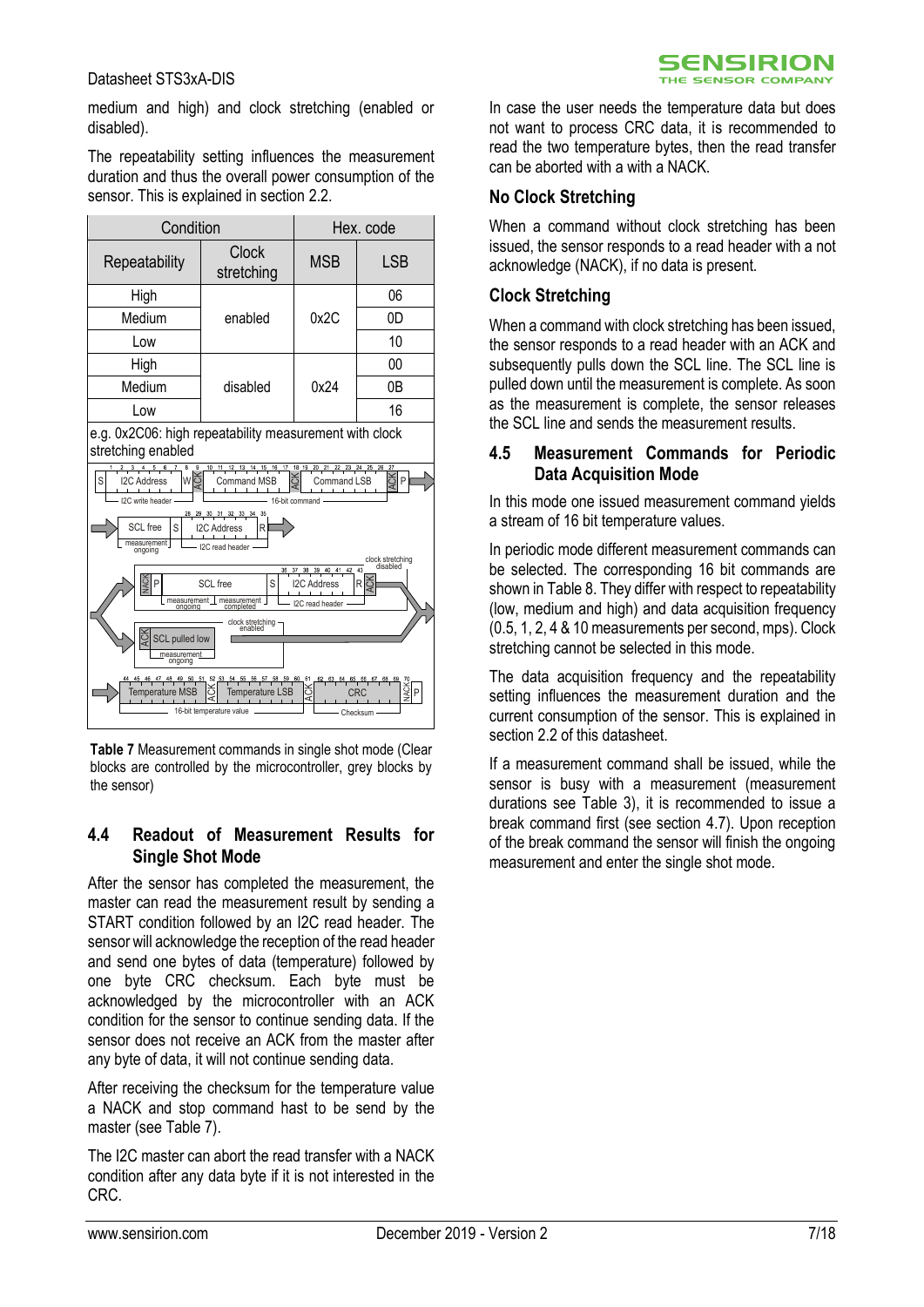medium and high) and clock stretching (enabled or disabled).

The repeatability setting influences the measurement duration and thus the overall power consumption of the sensor. This is explained in section 2.2.

| Condition | | Hex. code | |
|---|---|---|---|
| Repeatability | Clock stretching | MSB | LSB |
| High | enabled | 0x2C | 06 |
| Medium | | | 0D |
| Low | | | 10 |
| High | disabled | 0x24 | 00 |
| Medium | | | 0B |
| Low | | | 16 |

e.g. 0x2C06: high repeatability measurement with clock stretching enabled

**Table 7** Measurement commands in single shot mode (Clear blocks are controlled by the microcontroller, grey blocks by the sensor)

## 4.4 Readout of Measurement Results for Single Shot Mode

After the sensor has completed the measurement, the master can read the measurement result by sending a START condition followed by an I2C read header. The sensor will acknowledge the reception of the read header and send one bytes of data (temperature) followed by one byte CRC checksum. Each byte must be acknowledged by the microcontroller with an ACK condition for the sensor to continue sending data. If the sensor does not receive an ACK from the master after any byte of data, it will not continue sending data.

After receiving the checksum for the temperature value a NACK and stop command hast to be send by the master (see Table 7).

The I2C master can abort the read transfer with a NACK condition after any data byte if it is not interested in the CRC.

In case the user needs the temperature data but does not want to process CRC data, it is recommended to read the two temperature bytes, then the read transfer can be aborted with a with a NACK.

### No Clock Stretching

When a command without clock stretching has been issued, the sensor responds to a read header with a not acknowledge (NACK), if no data is present.

### Clock Stretching

When a command with clock stretching has been issued, the sensor responds to a read header with an ACK and subsequently pulls down the SCL line. The SCL line is pulled down until the measurement is complete. As soon as the measurement is complete, the sensor releases the SCL line and sends the measurement results.

## 4.5 Measurement Commands for Periodic Data Acquisition Mode

In this mode one issued measurement command yields a stream of 16 bit temperature values.

In periodic mode different measurement commands can be selected. The corresponding 16 bit commands are shown in Table 8. They differ with respect to repeatability (low, medium and high) and data acquisition frequency (0.5, 1, 2, 4 & 10 measurements per second, mps). Clock stretching cannot be selected in this mode.

The data acquisition frequency and the repeatability setting influences the measurement duration and the current consumption of the sensor. This is explained in section 2.2 of this datasheet.

If a measurement command shall be issued, while the sensor is busy with a measurement (measurement durations see Table 3), it is recommended to issue a break command first (see section 4.7). Upon reception of the break command the sensor will finish the ongoing measurement and enter the single shot mode.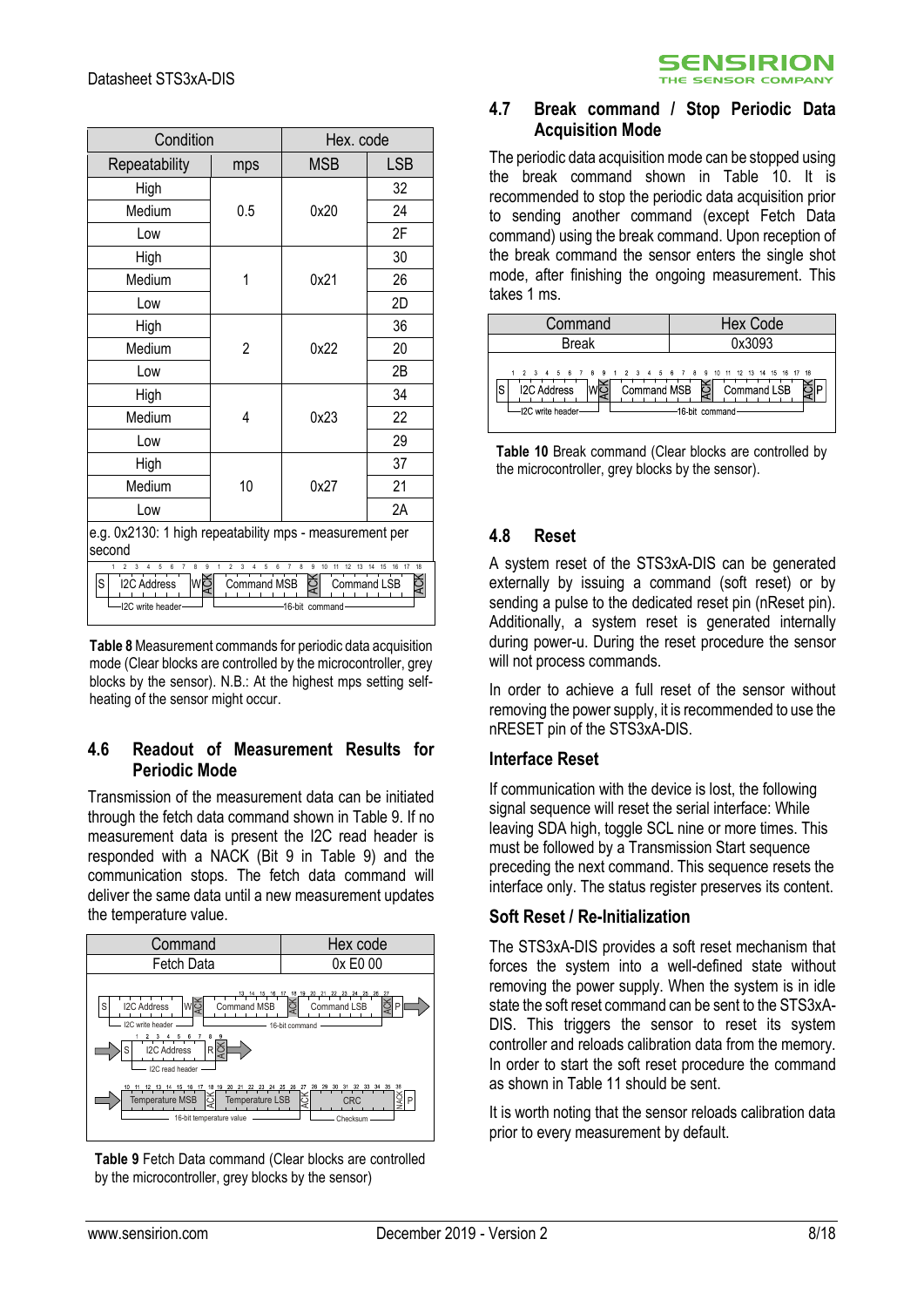| Condition | | Hex. code | |
|---|---|---|---|
| Repeatability | mps | MSB | LSB |
| High | 0.5 | 0x20 | 32 |
| Medium | | | 24 |
| Low | | | 2F |
| High | 1 | 0x21 | 30 |
| Medium | | | 26 |
| Low | | | 2D |
| High | 2 | 0x22 | 36 |
| Medium | | | 20 |
| Low | | | 2B |
| High | 4 | 0x23 | 34 |
| Medium | | | 22 |
| Low | | | 29 |
| High | 10 | 0x27 | 37 |
| Medium | | | 21 |
| Low | | | 2A |

e.g. 0x2130: 1 high repeatability mps - measurement per second

**Table 8** Measurement commands for periodic data acquisition mode (Clear blocks are controlled by the microcontroller, grey blocks by the sensor). N.B.: At the highest mps setting self-heating of the sensor might occur.

## 4.6 Readout of Measurement Results for Periodic Mode

Transmission of the measurement data can be initiated through the fetch data command shown in Table 9. If no measurement data is present the I2C read header is responded with a NACK (Bit 9 in Table 9) and the communication stops. The fetch data command will deliver the same data until a new measurement updates the temperature value.

| Command | Hex code |
|---|---|
| Fetch Data | 0x E0 00 |

**Table 9** Fetch Data command (Clear blocks are controlled by the microcontroller, grey blocks by the sensor)

## 4.7 Break command / Stop Periodic Data Acquisition Mode

The periodic data acquisition mode can be stopped using the break command shown in Table 10. It is recommended to stop the periodic data acquisition prior to sending another command (except Fetch Data command) using the break command. Upon reception of the break command the sensor enters the single shot mode, after finishing the ongoing measurement. This takes 1 ms.

| Command | Hex Code |
|---|---|
| Break | 0x3093 |

**Table 10** Break command (Clear blocks are controlled by the microcontroller, grey blocks by the sensor).

## 4.8 Reset

A system reset of the STS3xA-DIS can be generated externally by issuing a command (soft reset) or by sending a pulse to the dedicated reset pin (nReset pin). Additionally, a system reset is generated internally during power-u. During the reset procedure the sensor will not process commands.

In order to achieve a full reset of the sensor without removing the power supply, it is recommended to use the nRESET pin of the STS3xA-DIS.

### Interface Reset

If communication with the device is lost, the following signal sequence will reset the serial interface: While leaving SDA high, toggle SCL nine or more times. This must be followed by a Transmission Start sequence preceding the next command. This sequence resets the interface only. The status register preserves its content.

### Soft Reset / Re-Initialization

The STS3xA-DIS provides a soft reset mechanism that forces the system into a well-defined state without removing the power supply. When the system is in idle state the soft reset command can be sent to the STS3xA-DIS. This triggers the sensor to reset its system controller and reloads calibration data from the memory. In order to start the soft reset procedure the command as shown in Table 11 should be sent.

It is worth noting that the sensor reloads calibration data prior to every measurement by default.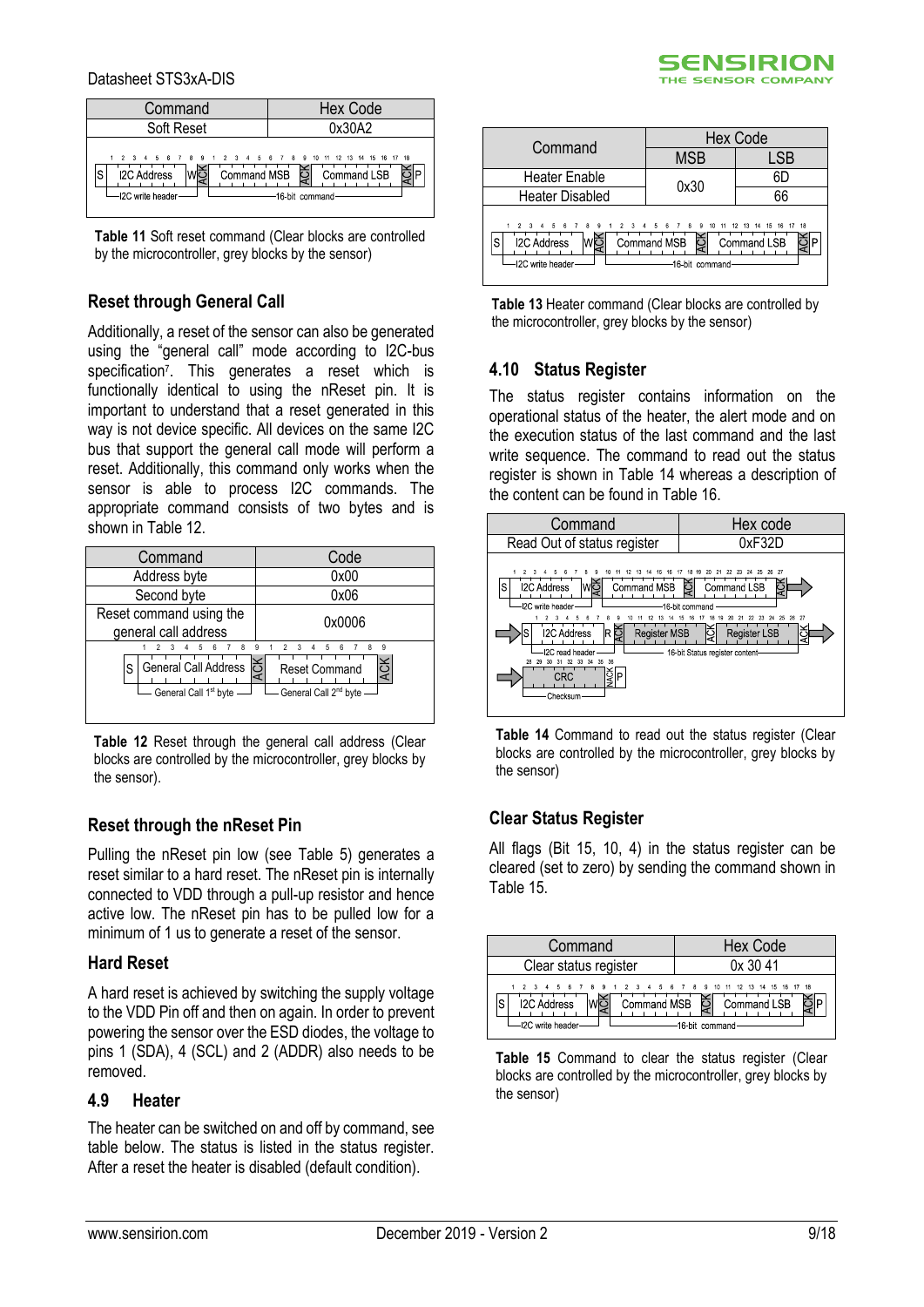| Command | Hex Code |
| --- | --- |
| Soft Reset | 0x30A2 |

**Table 11** Soft reset command (Clear blocks are controlled by the microcontroller, grey blocks by the sensor)

### Reset through General Call

Additionally, a reset of the sensor can also be generated using the "general call" mode according to I2C-bus specification[7]. This generates a reset which is functionally identical to using the nReset pin. It is important to understand that a reset generated in this way is not device specific. All devices on the same I2C bus that support the general call mode will perform a reset. Additionally, this command only works when the sensor is able to process I2C commands. The appropriate command consists of two bytes and is shown in Table 12.

| Command | Code |
| --- | --- |
| Address byte | 0x00 |
| Second byte | 0x06 |
| Reset command using the general call address | 0x0006 |

**Table 12** Reset through the general call address (Clear blocks are controlled by the microcontroller, grey blocks by the sensor).

### Reset through the nReset Pin

Pulling the nReset pin low (see Table 5) generates a reset similar to a hard reset. The nReset pin is internally connected to VDD through a pull-up resistor and hence active low. The nReset pin has to be pulled low for a minimum of 1 us to generate a reset of the sensor.

### Hard Reset

A hard reset is achieved by switching the supply voltage to the VDD Pin off and then on again. In order to prevent powering the sensor over the ESD diodes, the voltage to pins 1 (SDA), 4 (SCL) and 2 (ADDR) also needs to be removed.

## 4.9 Heater

The heater can be switched on and off by command, see table below. The status is listed in the status register. After a reset the heater is disabled (default condition).

| Command | Hex Code | |
| --- | --- | --- |
| | MSB | LSB |
| Heater Enable | 0x30 | 6D |
| Heater Disabled | | 66 |

**Table 13** Heater command (Clear blocks are controlled by the microcontroller, grey blocks by the sensor)

## 4.10 Status Register

The status register contains information on the operational status of the heater, the alert mode and on the execution status of the last command and the last write sequence. The command to read out the status register is shown in Table 14 whereas a description of the content can be found in Table 16.

| Command | Hex code |
| --- | --- |
| Read Out of status register | 0xF32D |

**Table 14** Command to read out the status register (Clear blocks are controlled by the microcontroller, grey blocks by the sensor)

### Clear Status Register

All flags (Bit 15, 10, 4) in the status register can be cleared (set to zero) by sending the command shown in Table 15.

| Command | Hex Code |
| --- | --- |
| Clear status register | 0x 30 41 |

**Table 15** Command to clear the status register (Clear blocks are controlled by the microcontroller, grey blocks by the sensor)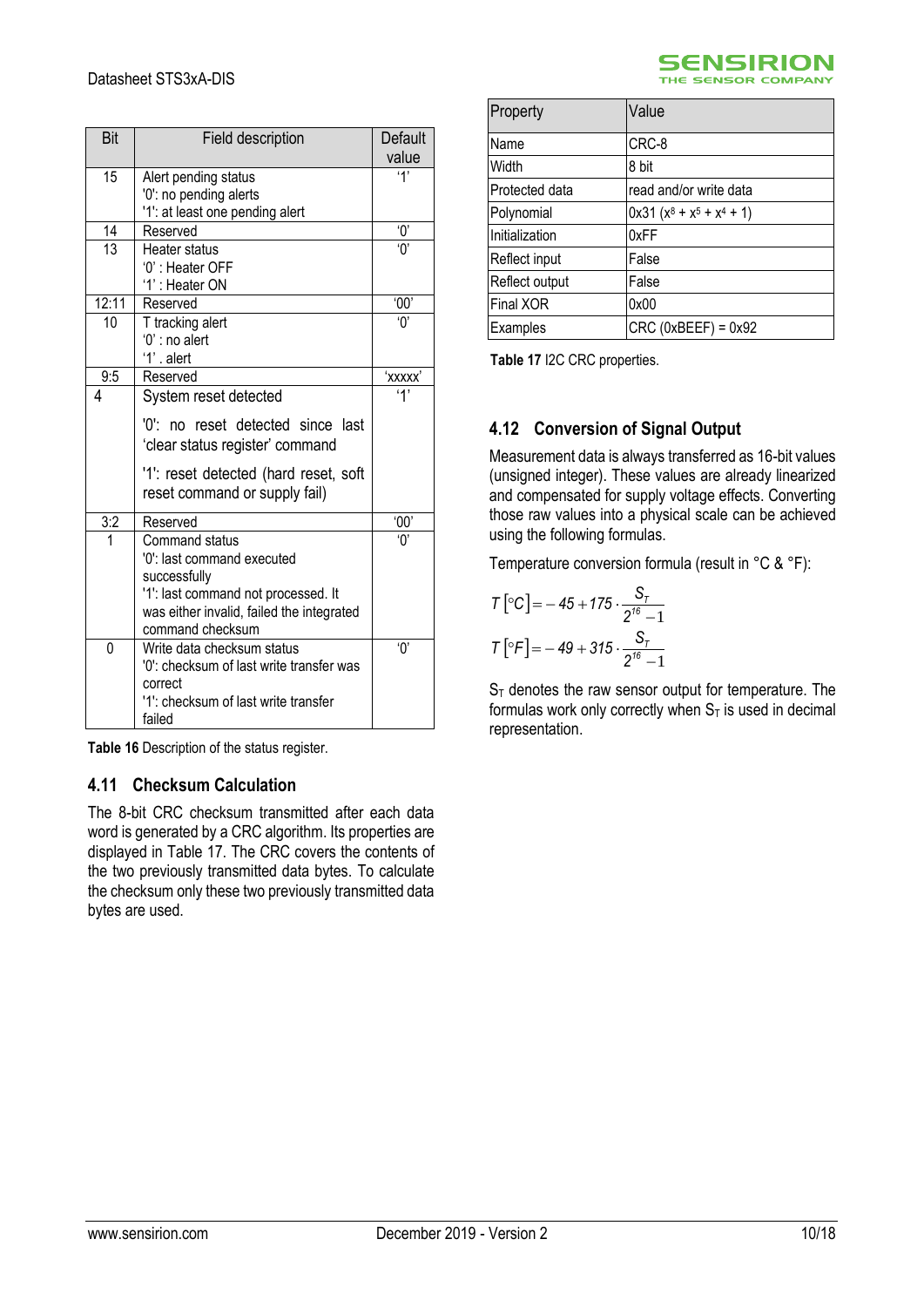| Bit | Field description | Default value |
|---|---|---|
| 15 | Alert pending status<br>'0': no pending alerts<br>'1': at least one pending alert | '1' |
| 14 | Reserved | '0' |
| 13 | Heater status<br>'0' : Heater OFF<br>'1' : Heater ON | '0' |
| 12:11 | Reserved | '00' |
| 10 | T tracking alert<br>'0' : no alert<br>'1' . alert | '0' |
| 9:5 | Reserved | 'xxxxx' |
| 4 | System reset detected<br>'0': no reset detected since last 'clear status register' command<br>'1': reset detected (hard reset, soft reset command or supply fail) | '1' |
| 3:2 | Reserved | '00' |
| 1 | Command status<br>'0': last command executed successfully<br>'1': last command not processed. It was either invalid, failed the integrated command checksum | '0' |
| 0 | Write data checksum status<br>'0': checksum of last write transfer was correct<br>'1': checksum of last write transfer failed | '0' |

**Table 16** Description of the status register.

## 4.11 Checksum Calculation

The 8-bit CRC checksum transmitted after each data word is generated by a CRC algorithm. Its properties are displayed in Table 17. The CRC covers the contents of the two previously transmitted data bytes. To calculate the checksum only these two previously transmitted data bytes are used.

| Property | Value |
|---|---|
| Name | CRC-8 |
| Width | 8 bit |
| Protected data | read and/or write data |
| Polynomial | 0x31 ($x^8 + x^5 + x^4 + 1$) |
| Initialization | 0xFF |
| Reflect input | False |
| Reflect output | False |
| Final XOR | 0x00 |
| Examples | CRC (0xBEEF) = 0x92 |

**Table 17** I2C CRC properties.

## 4.12 Conversion of Signal Output

Measurement data is always transferred as 16-bit values (unsigned integer). These values are already linearized and compensated for supply voltage effects. Converting those raw values into a physical scale can be achieved using the following formulas.

Temperature conversion formula (result in °C & °F):

$$T\left[{}^{\circ}C\right] = -45 + 175 \cdot \frac{S_T}{2^{16} - 1}$$

$$T\left[{}^{\circ}F\right] = -49 + 315 \cdot \frac{S_T}{2^{16} - 1}$$

$S_T$ denotes the raw sensor output for temperature. The formulas work only correctly when $S_T$ is used in decimal representation.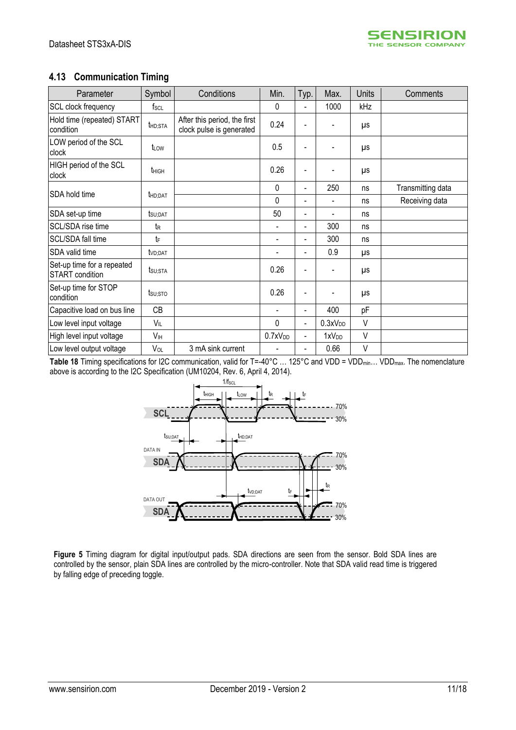## 4.13 Communication Timing

| Parameter | Symbol | Conditions | Min. | Typ. | Max. | Units | Comments |
|---|---|---|---|---|---|---|---|
| SCL clock frequency | $f_{SCL}$ | | 0 | - | 1000 | kHz | |
| Hold time (repeated) START condition | $t_{HD;STA}$ | After this period, the first clock pulse is generated | 0.24 | - | - | µs | |
| LOW period of the SCL clock | $t_{LOW}$ | | 0.5 | - | - | µs | |
| HIGH period of the SCL clock | $t_{HIGH}$ | | 0.26 | - | - | µs | |
| SDA hold time | $t_{HD;DAT}$ | | 0 | - | 250 | ns | Transmitting data |
| | | | 0 | - | - | ns | Receiving data |
| SDA set-up time | $t_{SU;DAT}$ | | 50 | - | - | ns | |
| SCL/SDA rise time | $t_R$ | | - | - | 300 | ns | |
| SCL/SDA fall time | $t_F$ | | - | - | 300 | ns | |
| SDA valid time | $t_{VD;DAT}$ | | - | - | 0.9 | µs | |
| Set-up time for a repeated START condition | $t_{SU;STA}$ | | 0.26 | - | - | µs | |
| Set-up time for STOP condition | $t_{SU;STO}$ | | 0.26 | - | - | µs | |
| Capacitive load on bus line | CB | | - | - | 400 | pF | |
| Low level input voltage | $V_{IL}$ | | 0 | - | $0.3xV_{DD}$ | V | |
| High level input voltage | $V_{IH}$ | | $0.7xV_{DD}$ | - | $1xV_{DD}$ | V | |
| Low level output voltage | $V_{OL}$ | 3 mA sink current | - | - | 0.66 | V | |

**Table 18** Timing specifications for I2C communication, valid for T=-40°C … 125°C and VDD = $VDD_{min}$… $VDD_{max}$. The nomenclature above is according to the I2C Specification (UM10204, Rev. 6, April 4, 2014).

**Figure 5** Timing diagram for digital input/output pads. SDA directions are seen from the sensor. Bold SDA lines are controlled by the sensor, plain SDA lines are controlled by the micro-controller. Note that SDA valid read time is triggered by falling edge of preceding toggle.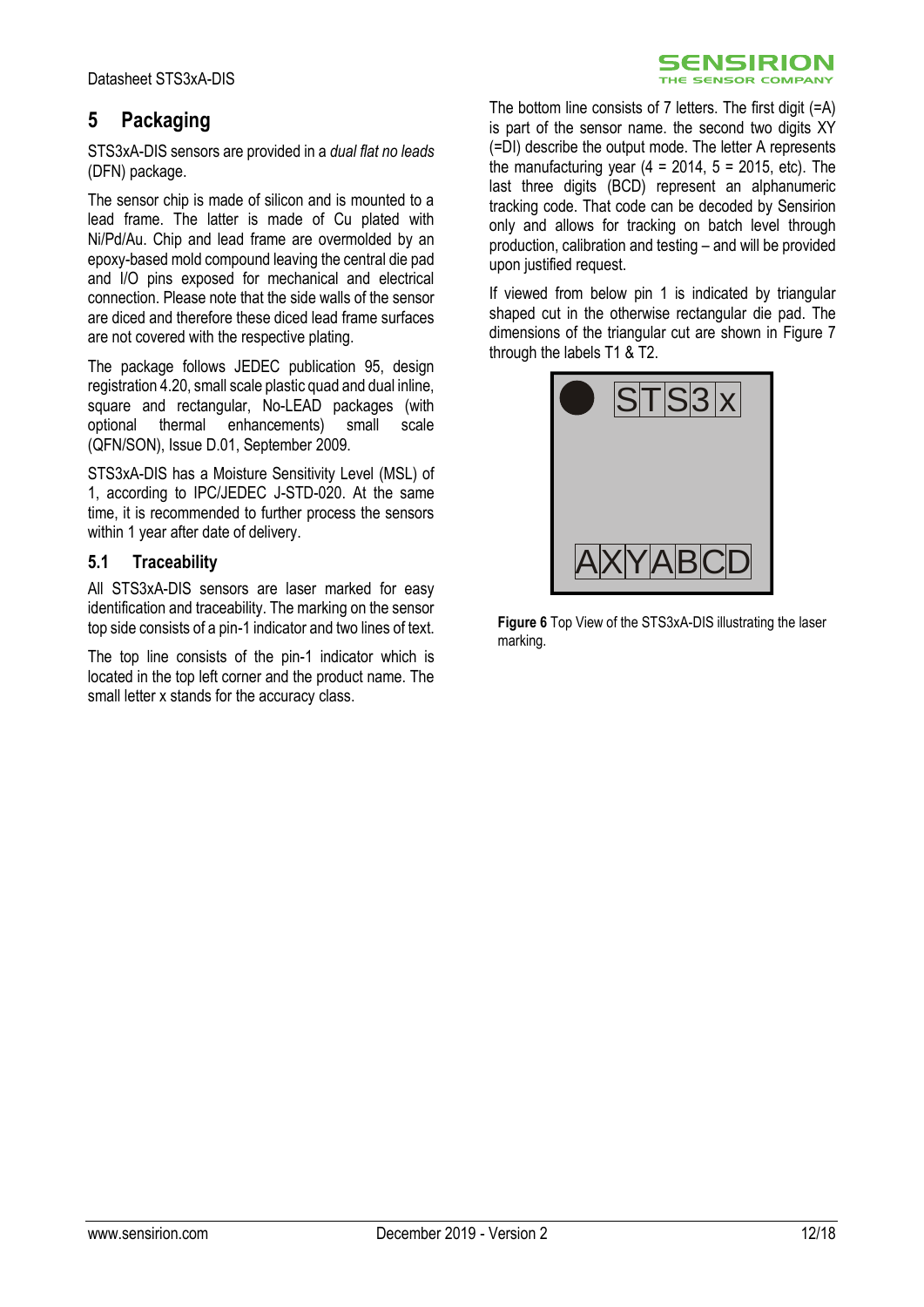## 5 Packaging

STS3xA-DIS sensors are provided in a *dual flat no leads* (DFN) package.

The sensor chip is made of silicon and is mounted to a lead frame. The latter is made of Cu plated with Ni/Pd/Au. Chip and lead frame are overmolded by an epoxy-based mold compound leaving the central die pad and I/O pins exposed for mechanical and electrical connection. Please note that the side walls of the sensor are diced and therefore these diced lead frame surfaces are not covered with the respective plating.

The package follows JEDEC publication 95, design registration 4.20, small scale plastic quad and dual inline, square and rectangular, No-LEAD packages (with optional thermal enhancements) small scale (QFN/SON), Issue D.01, September 2009.

STS3xA-DIS has a Moisture Sensitivity Level (MSL) of 1, according to IPC/JEDEC J-STD-020. At the same time, it is recommended to further process the sensors within 1 year after date of delivery.

### 5.1 Traceability

All STS3xA-DIS sensors are laser marked for easy identification and traceability. The marking on the sensor top side consists of a pin-1 indicator and two lines of text.

The top line consists of the pin-1 indicator which is located in the top left corner and the product name. The small letter x stands for the accuracy class.

The bottom line consists of 7 letters. The first digit (=A) is part of the sensor name. the second two digits XY (=DI) describe the output mode. The letter A represents the manufacturing year (4 = 2014, 5 = 2015, etc). The last three digits (BCD) represent an alphanumeric tracking code. That code can be decoded by Sensirion only and allows for tracking on batch level through production, calibration and testing – and will be provided upon justified request.

If viewed from below pin 1 is indicated by triangular shaped cut in the otherwise rectangular die pad. The dimensions of the triangular cut are shown in Figure 7 through the labels T1 & T2.

STS3x

AXYABCD

**Figure 6** Top View of the STS3xA-DIS illustrating the laser marking.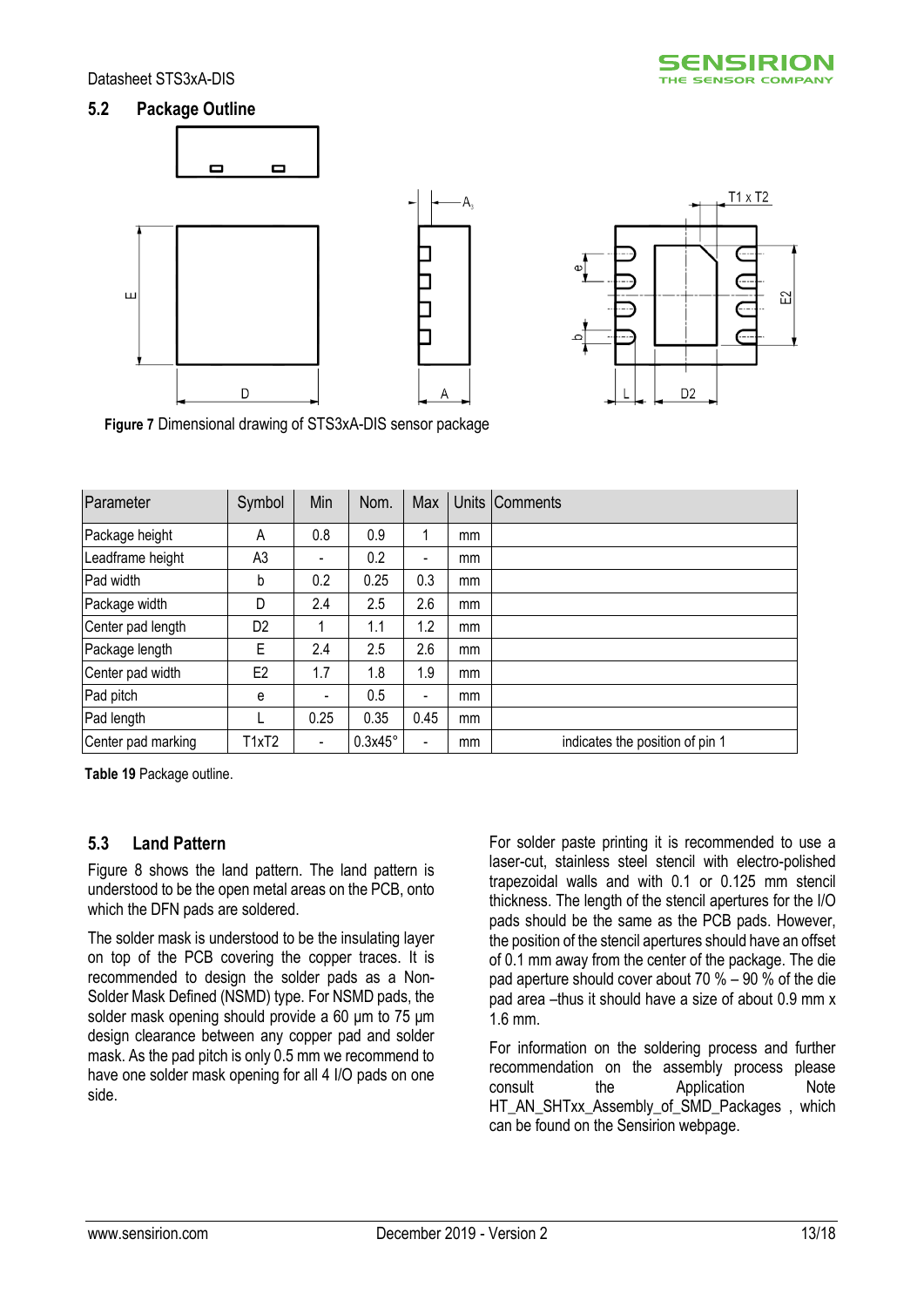## 5.2 Package Outline

Figure 7 Dimensional drawing of STS3xA-DIS sensor package

| Parameter | Symbol | Min | Nom. | Max | Units | Comments |
|---|---|---|---|---|---|---|
| Package height | A | 0.8 | 0.9 | 1 | mm | |
| Leadframe height | A3 | - | 0.2 | - | mm | |
| Pad width | b | 0.2 | 0.25 | 0.3 | mm | |
| Package width | D | 2.4 | 2.5 | 2.6 | mm | |
| Center pad length | D2 | 1 | 1.1 | 1.2 | mm | |
| Package length | E | 2.4 | 2.5 | 2.6 | mm | |
| Center pad width | E2 | 1.7 | 1.8 | 1.9 | mm | |
| Pad pitch | e | - | 0.5 | - | mm | |
| Pad length | L | 0.25 | 0.35 | 0.45 | mm | |
| Center pad marking | T1xT2 | - | 0.3x45° | - | mm | indicates the position of pin 1 |

**Table 19** Package outline.

## 5.3 Land Pattern

Figure 8 shows the land pattern. The land pattern is understood to be the open metal areas on the PCB, onto which the DFN pads are soldered.

The solder mask is understood to be the insulating layer on top of the PCB covering the copper traces. It is recommended to design the solder pads as a Non-Solder Mask Defined (NSMD) type. For NSMD pads, the solder mask opening should provide a 60 µm to 75 µm design clearance between any copper pad and solder mask. As the pad pitch is only 0.5 mm we recommend to have one solder mask opening for all 4 I/O pads on one side.

For solder paste printing it is recommended to use a laser-cut, stainless steel stencil with electro-polished trapezoidal walls and with 0.1 or 0.125 mm stencil thickness. The length of the stencil apertures for the I/O pads should be the same as the PCB pads. However, the position of the stencil apertures should have an offset of 0.1 mm away from the center of the package. The die pad aperture should cover about 70 % – 90 % of the die pad area –thus it should have a size of about 0.9 mm x 1.6 mm.

For information on the soldering process and further recommendation on the assembly process please consult the Application Note HT_AN_SHTxx_Assembly_of_SMD_Packages , which can be found on the Sensirion webpage.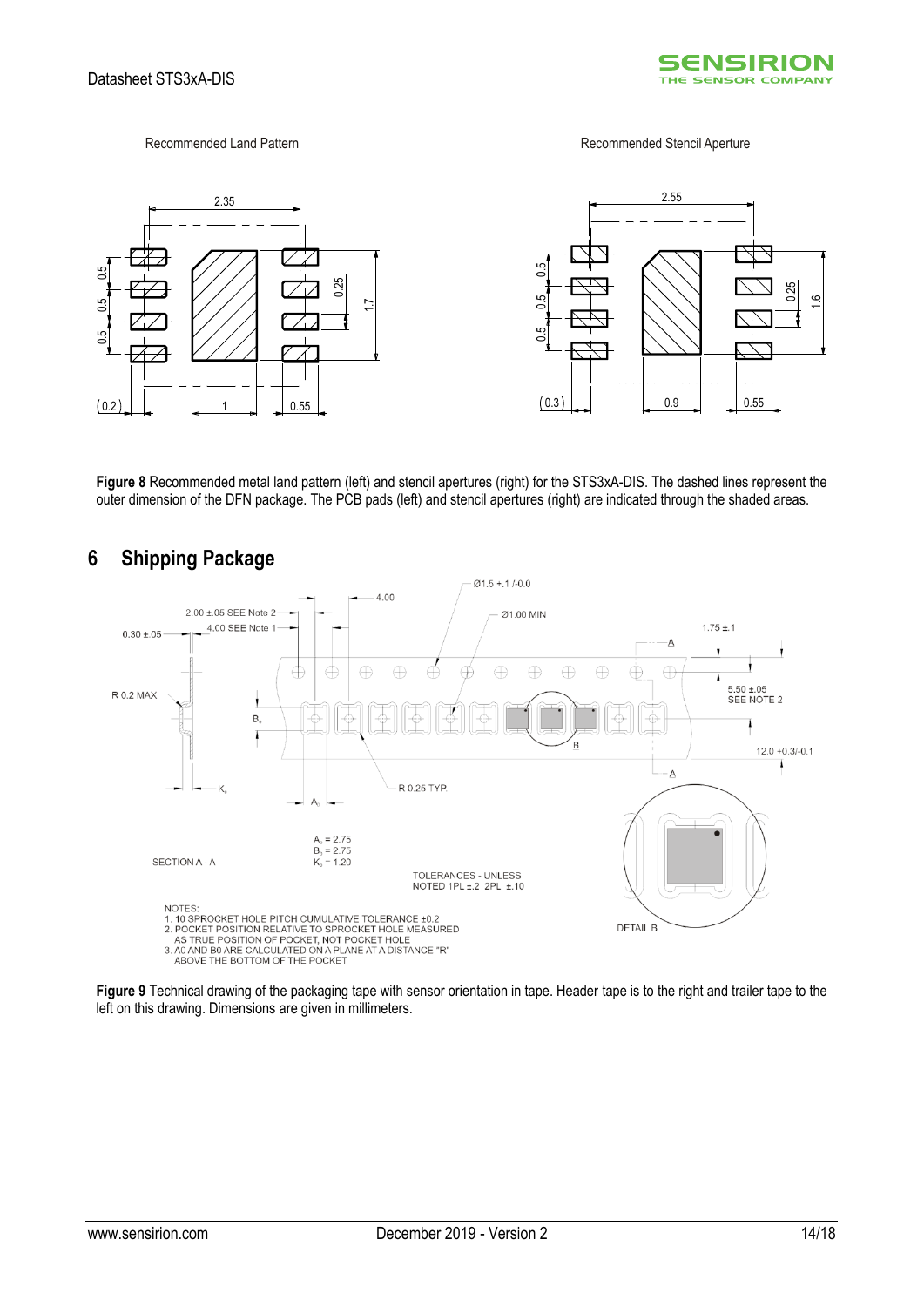Recommended Land Pattern

Recommended Stencil Aperture

**Figure 8** Recommended metal land pattern (left) and stencil apertures (right) for the STS3xA-DIS. The dashed lines represent the outer dimension of the DFN package. The PCB pads (left) and stencil apertures (right) are indicated through the shaded areas.

## 6 Shipping Package

**Figure 9** Technical drawing of the packaging tape with sensor orientation in tape. Header tape is to the right and trailer tape to the left on this drawing. Dimensions are given in millimeters.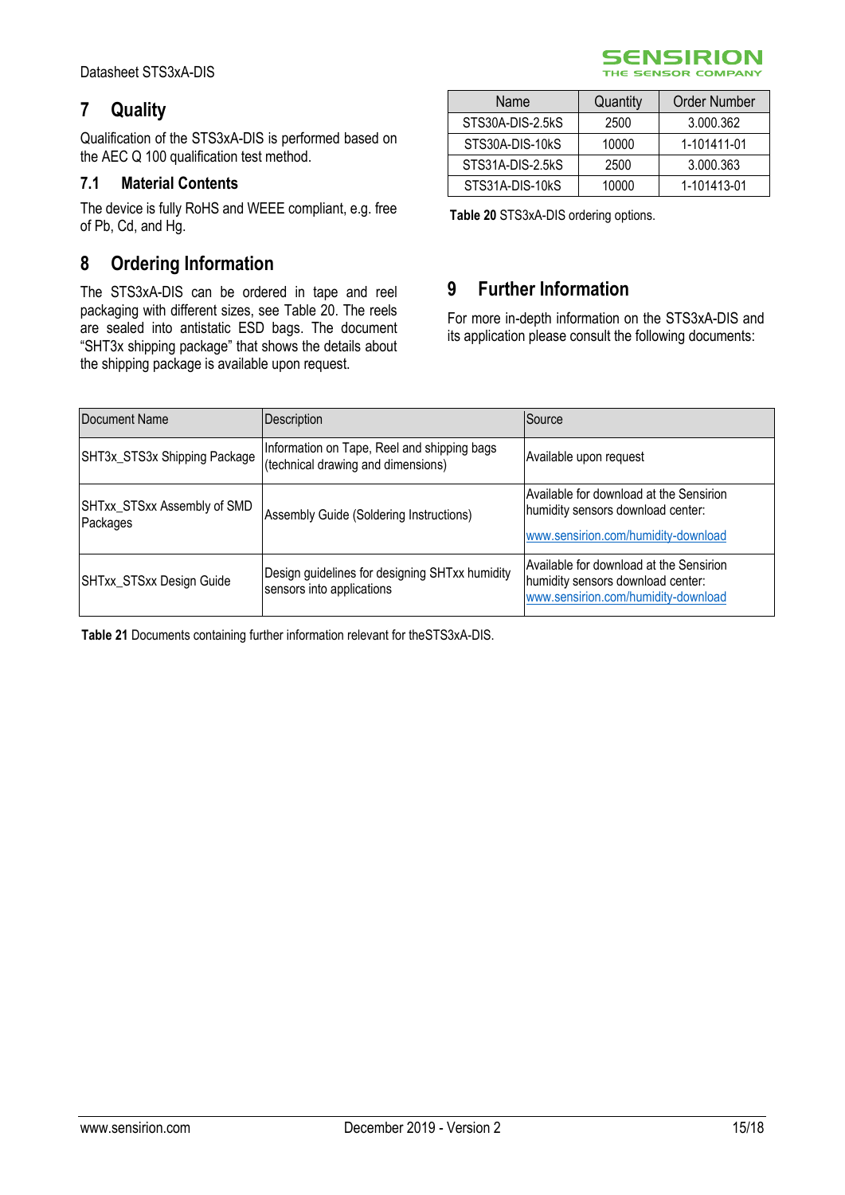# 7 Quality

Qualification of the STS3xA-DIS is performed based on the AEC Q 100 qualification test method.

## 7.1 Material Contents

The device is fully RoHS and WEEE compliant, e.g. free of Pb, Cd, and Hg.

# 8 Ordering Information

The STS3xA-DIS can be ordered in tape and reel packaging with different sizes, see Table 20. The reels are sealed into antistatic ESD bags. The document "SHT3x shipping package" that shows the details about the shipping package is available upon request.

| Name | Quantity | Order Number |
|---|---|---|
| STS30A-DIS-2.5kS | 2500 | 3.000.362 |
| STS30A-DIS-10kS | 10000 | 1-101411-01 |
| STS31A-DIS-2.5kS | 2500 | 3.000.363 |
| STS31A-DIS-10kS | 10000 | 1-101413-01 |

**Table 20** STS3xA-DIS ordering options.

# 9 Further Information

For more in-depth information on the STS3xA-DIS and its application please consult the following documents:

| Document Name | Description | Source |
|---|---|---|
| SHT3x_STS3x Shipping Package | Information on Tape, Reel and shipping bags (technical drawing and dimensions) | Available upon request |
| SHTxx_STSxx Assembly of SMD Packages | Assembly Guide (Soldering Instructions) | Available for download at the Sensirion humidity sensors download center: www.sensirion.com/humidity-download |
| SHTxx_STSxx Design Guide | Design guidelines for designing SHTxx humidity sensors into applications | Available for download at the Sensirion humidity sensors download center: www.sensirion.com/humidity-download |

**Table 21** Documents containing further information relevant for theSTS3xA-DIS.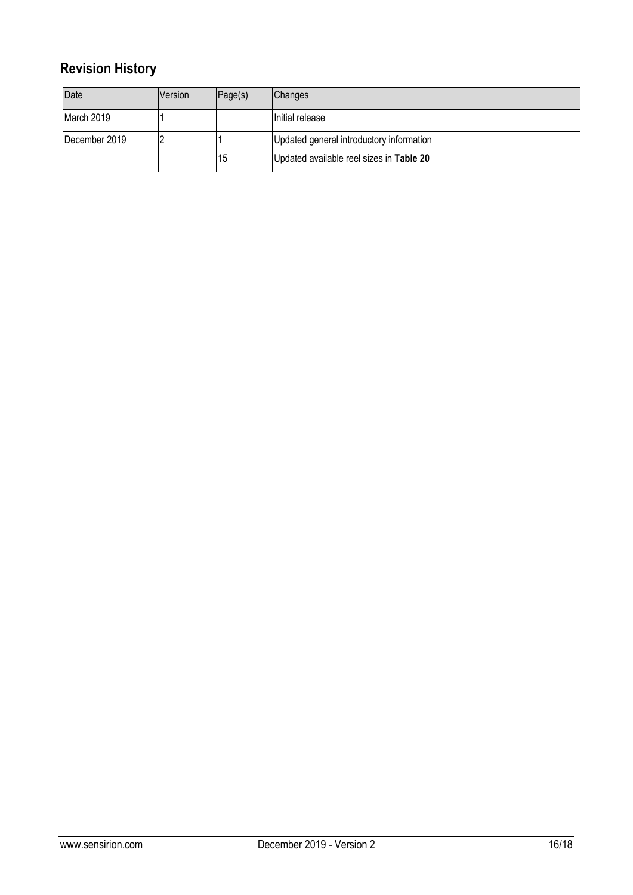## Revision History

| Date | Version | Page(s) | Changes |
|---|---|---|---|
| March 2019 | 1 | | Initial release |
| December 2019 | 2 | 1 | Updated general introductory information |
| | | 15 | Updated available reel sizes in **Table 20** |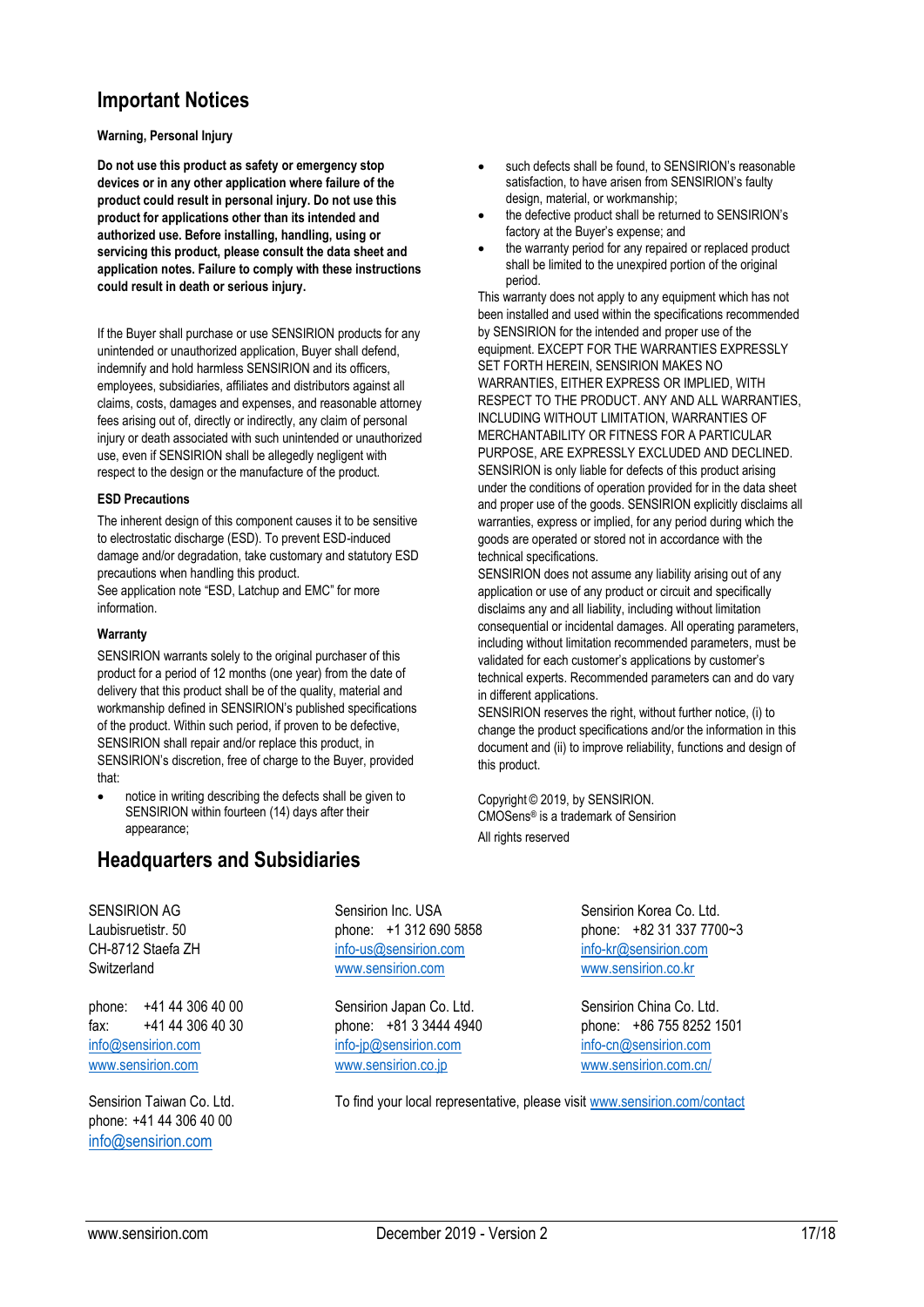# Important Notices

**Warning, Personal Injury**

**Do not use this product as safety or emergency stop devices or in any other application where failure of the product could result in personal injury. Do not use this product for applications other than its intended and authorized use. Before installing, handling, using or servicing this product, please consult the data sheet and application notes. Failure to comply with these instructions could result in death or serious injury.**

If the Buyer shall purchase or use SENSIRION products for any unintended or unauthorized application, Buyer shall defend, indemnify and hold harmless SENSIRION and its officers, employees, subsidiaries, affiliates and distributors against all claims, costs, damages and expenses, and reasonable attorney fees arising out of, directly or indirectly, any claim of personal injury or death associated with such unintended or unauthorized use, even if SENSIRION shall be allegedly negligent with respect to the design or the manufacture of the product.

**ESD Precautions**

The inherent design of this component causes it to be sensitive to electrostatic discharge (ESD). To prevent ESD-induced damage and/or degradation, take customary and statutory ESD precautions when handling this product.
See application note "ESD, Latchup and EMC" for more information.

**Warranty**

SENSIRION warrants solely to the original purchaser of this product for a period of 12 months (one year) from the date of delivery that this product shall be of the quality, material and workmanship defined in SENSIRION's published specifications of the product. Within such period, if proven to be defective, SENSIRION shall repair and/or replace this product, in SENSIRION's discretion, free of charge to the Buyer, provided that:

- notice in writing describing the defects shall be given to SENSIRION within fourteen (14) days after their appearance;
- such defects shall be found, to SENSIRION's reasonable satisfaction, to have arisen from SENSIRION's faulty design, material, or workmanship;
- the defective product shall be returned to SENSIRION's factory at the Buyer's expense; and
- the warranty period for any repaired or replaced product shall be limited to the unexpired portion of the original period.

This warranty does not apply to any equipment which has not been installed and used within the specifications recommended by SENSIRION for the intended and proper use of the equipment. EXCEPT FOR THE WARRANTIES EXPRESSLY SET FORTH HEREIN, SENSIRION MAKES NO WARRANTIES, EITHER EXPRESS OR IMPLIED, WITH RESPECT TO THE PRODUCT. ANY AND ALL WARRANTIES, INCLUDING WITHOUT LIMITATION, WARRANTIES OF MERCHANTABILITY OR FITNESS FOR A PARTICULAR PURPOSE, ARE EXPRESSLY EXCLUDED AND DECLINED.
SENSIRION is only liable for defects of this product arising under the conditions of operation provided for in the data sheet and proper use of the goods. SENSIRION explicitly disclaims all warranties, express or implied, for any period during which the goods are operated or stored not in accordance with the technical specifications.
SENSIRION does not assume any liability arising out of any application or use of any product or circuit and specifically disclaims any and all liability, including without limitation consequential or incidental damages. All operating parameters, including without limitation recommended parameters, must be validated for each customer's applications by customer's technical experts. Recommended parameters can and do vary in different applications.
SENSIRION reserves the right, without further notice, (i) to change the product specifications and/or the information in this document and (ii) to improve reliability, functions and design of this product.

Copyright © 2019, by SENSIRION.
CMOSens® is a trademark of Sensirion
All rights reserved

# Headquarters and Subsidiaries

SENSIRION AG
Laubisruetistr. 50
CH-8712 Staefa ZH
Switzerland

phone: +41 44 306 40 00
fax: +41 44 306 40 30
info@sensirion.com
www.sensirion.com

Sensirion Taiwan Co. Ltd.
phone: +41 44 306 40 00
info@sensirion.com

Sensirion Inc. USA
phone: +1 312 690 5858
info-us@sensirion.com
www.sensirion.com

Sensirion Japan Co. Ltd.
phone: +81 3 3444 4940
info-jp@sensirion.com
www.sensirion.co.jp

Sensirion Korea Co. Ltd.
phone: +82 31 337 7700~3
info-kr@sensirion.com
www.sensirion.co.kr

Sensirion China Co. Ltd.
phone: +86 755 8252 1501
info-cn@sensirion.com
www.sensirion.com.cn/

To find your local representative, please visit www.sensirion.com/contact